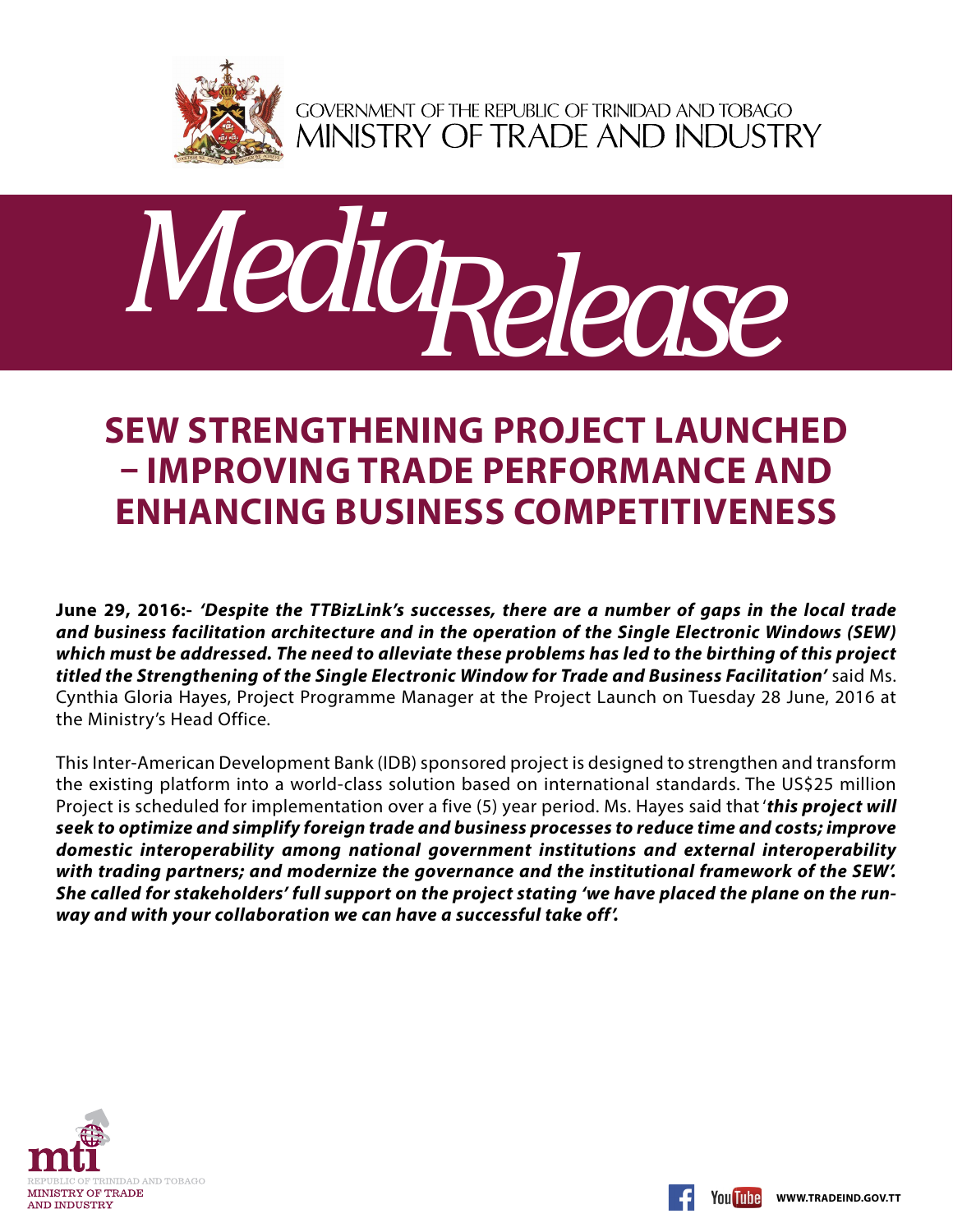GOVERNMENT OF THE REPUBLIC OF TRINIDAD AND TOBAGO
MINISTRY OF TRADE AND INDUSTRY

# Media Release

## SEW STRENGTHENING PROJECT LAUNCHED – IMPROVING TRADE PERFORMANCE AND ENHANCING BUSINESS COMPETITIVENESS

**June 29, 2016:-** ***'Despite the TTBizLink's successes, there are a number of gaps in the local trade and business facilitation architecture and in the operation of the Single Electronic Windows (SEW) which must be addressed. The need to alleviate these problems has led to the birthing of this project titled the Strengthening of the Single Electronic Window for Trade and Business Facilitation'*** said Ms. Cynthia Gloria Hayes, Project Programme Manager at the Project Launch on Tuesday 28 June, 2016 at the Ministry's Head Office.

This Inter-American Development Bank (IDB) sponsored project is designed to strengthen and transform the existing platform into a world-class solution based on international standards. The US$25 million Project is scheduled for implementation over a five (5) year period. Ms. Hayes said that '***this project will seek to optimize and simplify foreign trade and business processes to reduce time and costs; improve domestic interoperability among national government institutions and external interoperability with trading partners; and modernize the governance and the institutional framework of the SEW'. She called for stakeholders' full support on the project stating 'we have placed the plane on the runway and with your collaboration we can have a successful take off'.***

mti
REPUBLIC OF TRINIDAD AND TOBAGO
MINISTRY OF TRADE AND INDUSTRY

WWW.TRADEIND.GOV.TT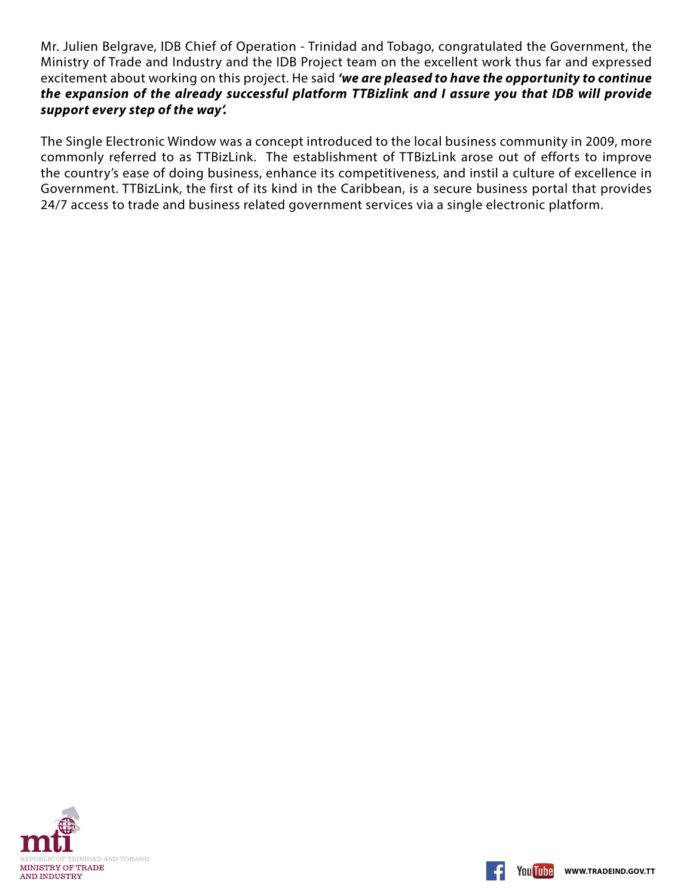Mr. Julien Belgrave, IDB Chief of Operation - Trinidad and Tobago, congratulated the Government, the Ministry of Trade and Industry and the IDB Project team on the excellent work thus far and expressed excitement about working on this project. He said ***'we are pleased to have the opportunity to continue the expansion of the already successful platform TTBizlink and I assure you that IDB will provide support every step of the way'.***

The Single Electronic Window was a concept introduced to the local business community in 2009, more commonly referred to as TTBizLink. The establishment of TTBizLink arose out of efforts to improve the country's ease of doing business, enhance its competitiveness, and instil a culture of excellence in Government. TTBizLink, the first of its kind in the Caribbean, is a secure business portal that provides 24/7 access to trade and business related government services via a single electronic platform.